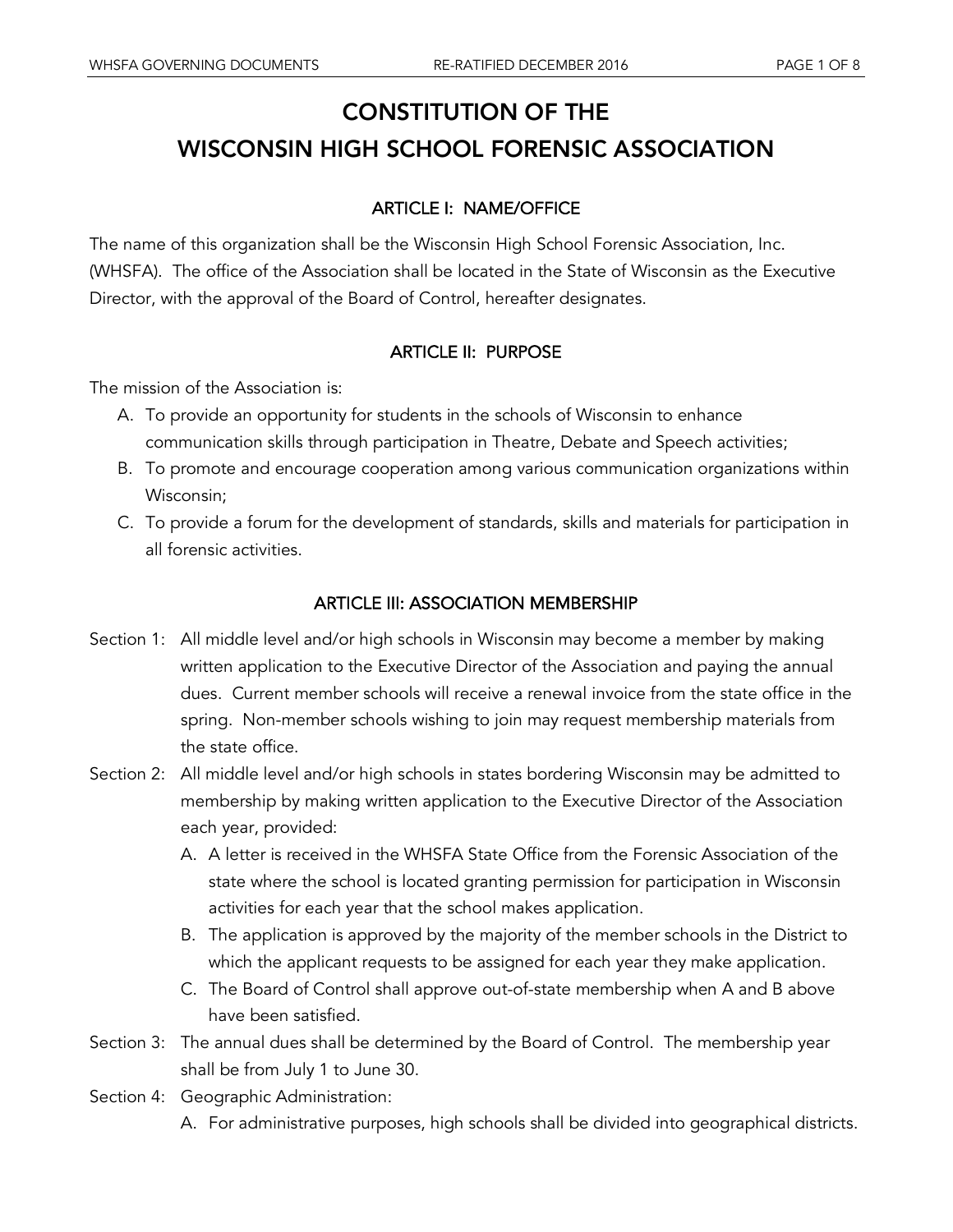# CONSTITUTION OF THE WISCONSIN HIGH SCHOOL FORENSIC ASSOCIATION

## ARTICLE I: NAME/OFFICE

The name of this organization shall be the Wisconsin High School Forensic Association, Inc. (WHSFA). The office of the Association shall be located in the State of Wisconsin as the Executive Director, with the approval of the Board of Control, hereafter designates.

## ARTICLE II: PURPOSE

The mission of the Association is:

A. To provide an opportunity for students in the schools of Wisconsin to enhance communication skills through participation in Theatre, Debate and Speech activities;

B. To promote and encourage cooperation among various communication organizations within Wisconsin;

C. To provide a forum for the development of standards, skills and materials for participation in all forensic activities.

## ARTICLE III: ASSOCIATION MEMBERSHIP

Section 1: All middle level and/or high schools in Wisconsin may become a member by making written application to the Executive Director of the Association and paying the annual dues. Current member schools will receive a renewal invoice from the state office in the spring. Non-member schools wishing to join may request membership materials from the state office.

Section 2: All middle level and/or high schools in states bordering Wisconsin may be admitted to membership by making written application to the Executive Director of the Association each year, provided:

- A. A letter is received in the WHSFA State Office from the Forensic Association of the state where the school is located granting permission for participation in Wisconsin activities for each year that the school makes application.
- B. The application is approved by the majority of the member schools in the District to which the applicant requests to be assigned for each year they make application.
- C. The Board of Control shall approve out-of-state membership when A and B above have been satisfied.

Section 3: The annual dues shall be determined by the Board of Control. The membership year shall be from July 1 to June 30.

Section 4: Geographic Administration:

- A. For administrative purposes, high schools shall be divided into geographical districts.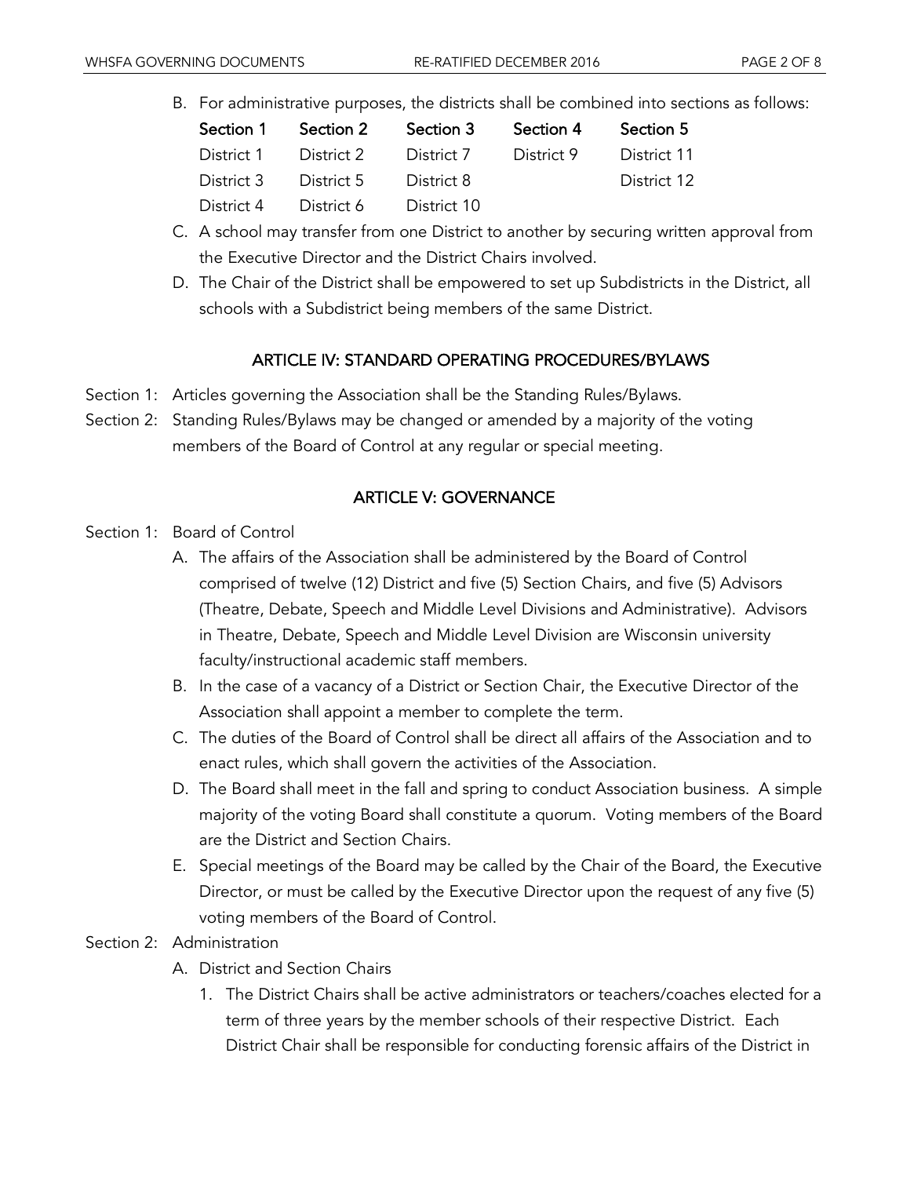B. For administrative purposes, the districts shall be combined into sections as follows:

| Section 1 | Section 2 | Section 3 | Section 4 | Section 5 |
|---|---|---|---|---|
| District 1 | District 2 | District 7 | District 9 | District 11 |
| District 3 | District 5 | District 8 | | District 12 |
| District 4 | District 6 | District 10 | | |

C. A school may transfer from one District to another by securing written approval from the Executive Director and the District Chairs involved.

D. The Chair of the District shall be empowered to set up Subdistricts in the District, all schools with a Subdistrict being members of the same District.

## ARTICLE IV: STANDARD OPERATING PROCEDURES/BYLAWS

Section 1: Articles governing the Association shall be the Standing Rules/Bylaws.

Section 2: Standing Rules/Bylaws may be changed or amended by a majority of the voting members of the Board of Control at any regular or special meeting.

## ARTICLE V: GOVERNANCE

Section 1: Board of Control

A. The affairs of the Association shall be administered by the Board of Control comprised of twelve (12) District and five (5) Section Chairs, and five (5) Advisors (Theatre, Debate, Speech and Middle Level Divisions and Administrative). Advisors in Theatre, Debate, Speech and Middle Level Division are Wisconsin university faculty/instructional academic staff members.

B. In the case of a vacancy of a District or Section Chair, the Executive Director of the Association shall appoint a member to complete the term.

C. The duties of the Board of Control shall be direct all affairs of the Association and to enact rules, which shall govern the activities of the Association.

D. The Board shall meet in the fall and spring to conduct Association business. A simple majority of the voting Board shall constitute a quorum. Voting members of the Board are the District and Section Chairs.

E. Special meetings of the Board may be called by the Chair of the Board, the Executive Director, or must be called by the Executive Director upon the request of any five (5) voting members of the Board of Control.

Section 2: Administration

A. District and Section Chairs

1. The District Chairs shall be active administrators or teachers/coaches elected for a term of three years by the member schools of their respective District. Each District Chair shall be responsible for conducting forensic affairs of the District in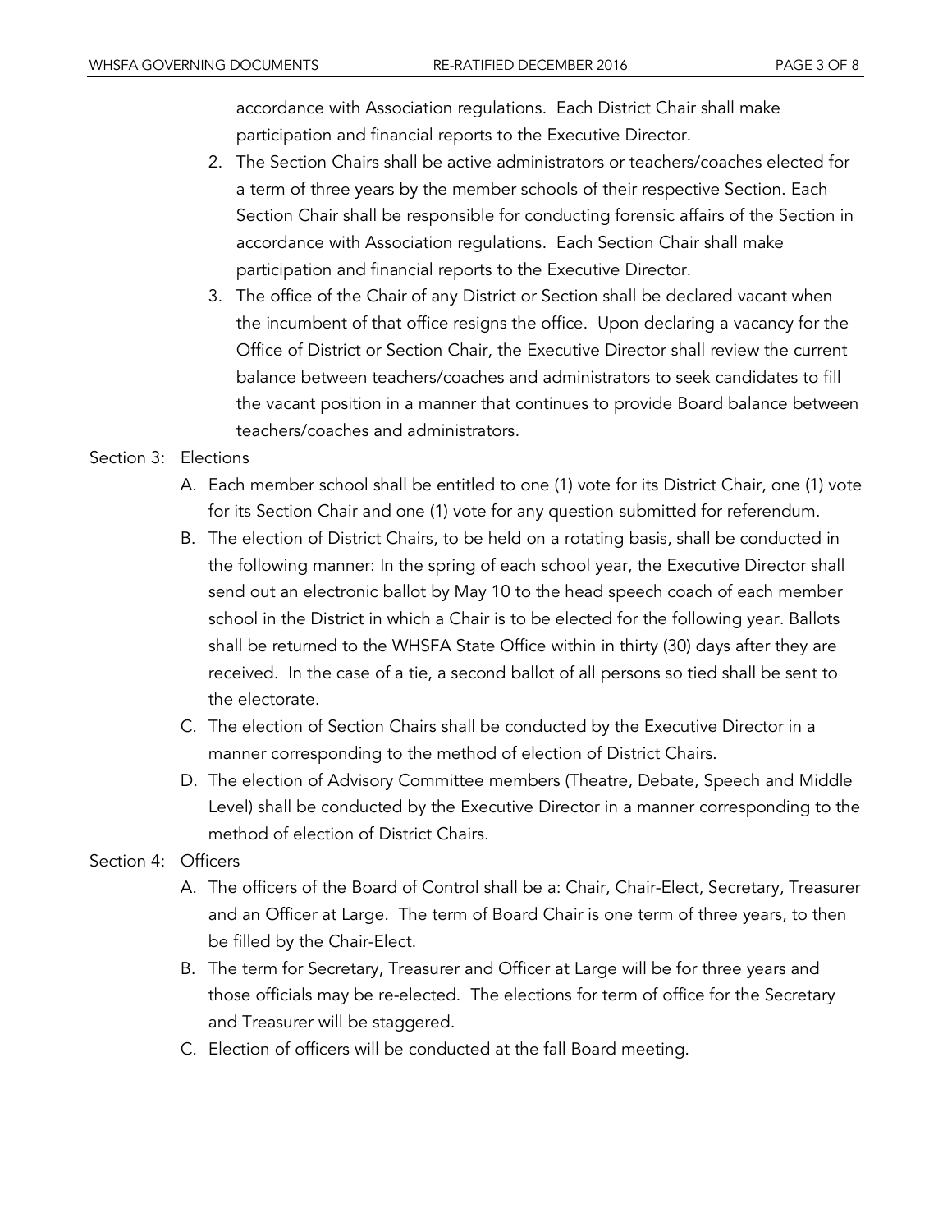accordance with Association regulations. Each District Chair shall make participation and financial reports to the Executive Director.

2. The Section Chairs shall be active administrators or teachers/coaches elected for a term of three years by the member schools of their respective Section. Each Section Chair shall be responsible for conducting forensic affairs of the Section in accordance with Association regulations. Each Section Chair shall make participation and financial reports to the Executive Director.
3. The office of the Chair of any District or Section shall be declared vacant when the incumbent of that office resigns the office. Upon declaring a vacancy for the Office of District or Section Chair, the Executive Director shall review the current balance between teachers/coaches and administrators to seek candidates to fill the vacant position in a manner that continues to provide Board balance between teachers/coaches and administrators.

Section 3: Elections

A. Each member school shall be entitled to one (1) vote for its District Chair, one (1) vote for its Section Chair and one (1) vote for any question submitted for referendum.
B. The election of District Chairs, to be held on a rotating basis, shall be conducted in the following manner: In the spring of each school year, the Executive Director shall send out an electronic ballot by May 10 to the head speech coach of each member school in the District in which a Chair is to be elected for the following year. Ballots shall be returned to the WHSFA State Office within in thirty (30) days after they are received. In the case of a tie, a second ballot of all persons so tied shall be sent to the electorate.
C. The election of Section Chairs shall be conducted by the Executive Director in a manner corresponding to the method of election of District Chairs.
D. The election of Advisory Committee members (Theatre, Debate, Speech and Middle Level) shall be conducted by the Executive Director in a manner corresponding to the method of election of District Chairs.

Section 4: Officers

A. The officers of the Board of Control shall be a: Chair, Chair-Elect, Secretary, Treasurer and an Officer at Large. The term of Board Chair is one term of three years, to then be filled by the Chair-Elect.
B. The term for Secretary, Treasurer and Officer at Large will be for three years and those officials may be re-elected. The elections for term of office for the Secretary and Treasurer will be staggered.
C. Election of officers will be conducted at the fall Board meeting.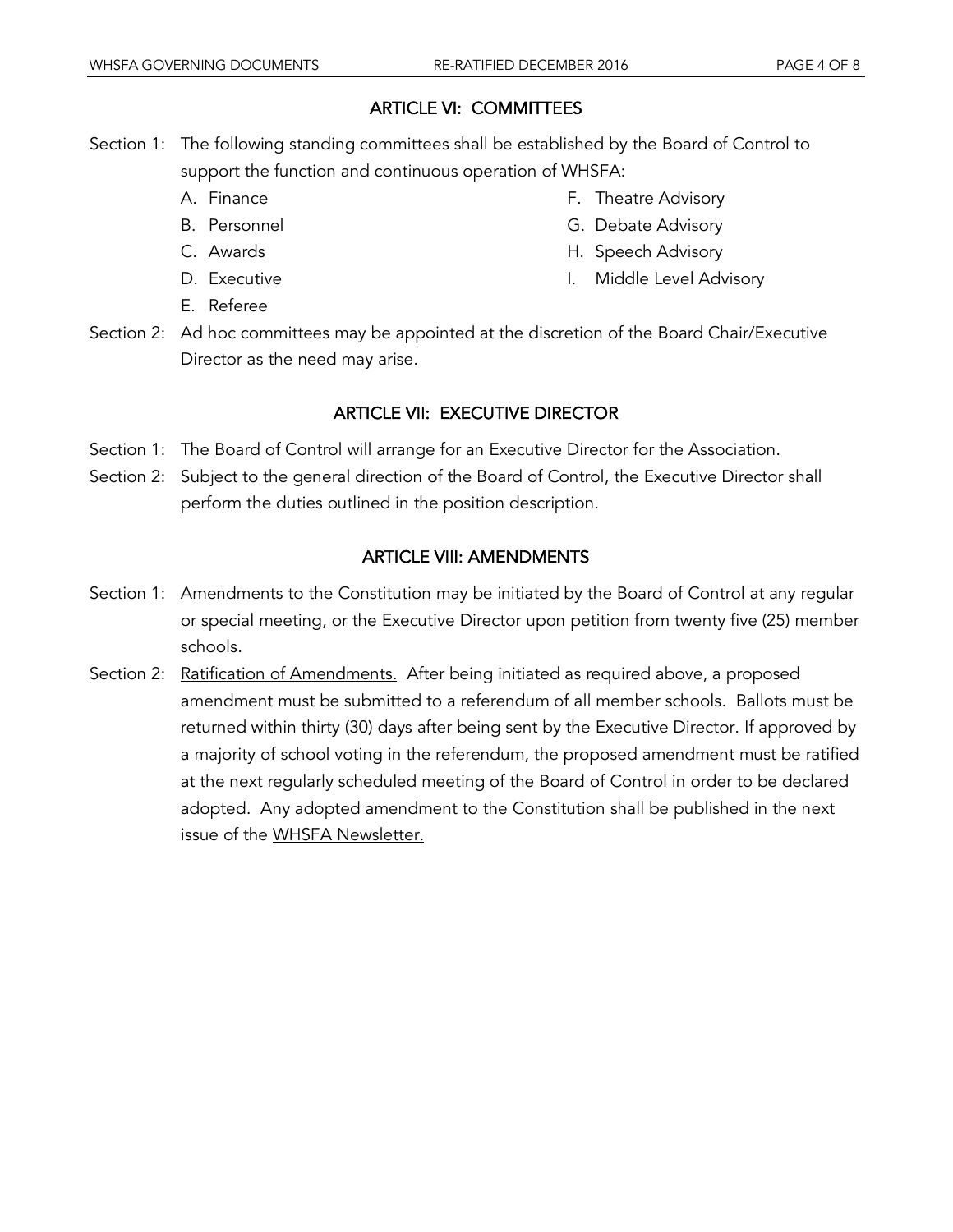## ARTICLE VI: COMMITTEES

Section 1: The following standing committees shall be established by the Board of Control to support the function and continuous operation of WHSFA:

A. Finance
B. Personnel
C. Awards
D. Executive
E. Referee
F. Theatre Advisory
G. Debate Advisory
H. Speech Advisory
I. Middle Level Advisory

Section 2: Ad hoc committees may be appointed at the discretion of the Board Chair/Executive Director as the need may arise.

## ARTICLE VII: EXECUTIVE DIRECTOR

Section 1: The Board of Control will arrange for an Executive Director for the Association.

Section 2: Subject to the general direction of the Board of Control, the Executive Director shall perform the duties outlined in the position description.

## ARTICLE VIII: AMENDMENTS

Section 1: Amendments to the Constitution may be initiated by the Board of Control at any regular or special meeting, or the Executive Director upon petition from twenty five (25) member schools.

Section 2: Ratification of Amendments. After being initiated as required above, a proposed amendment must be submitted to a referendum of all member schools. Ballots must be returned within thirty (30) days after being sent by the Executive Director. If approved by a majority of school voting in the referendum, the proposed amendment must be ratified at the next regularly scheduled meeting of the Board of Control in order to be declared adopted. Any adopted amendment to the Constitution shall be published in the next issue of the WHSFA Newsletter.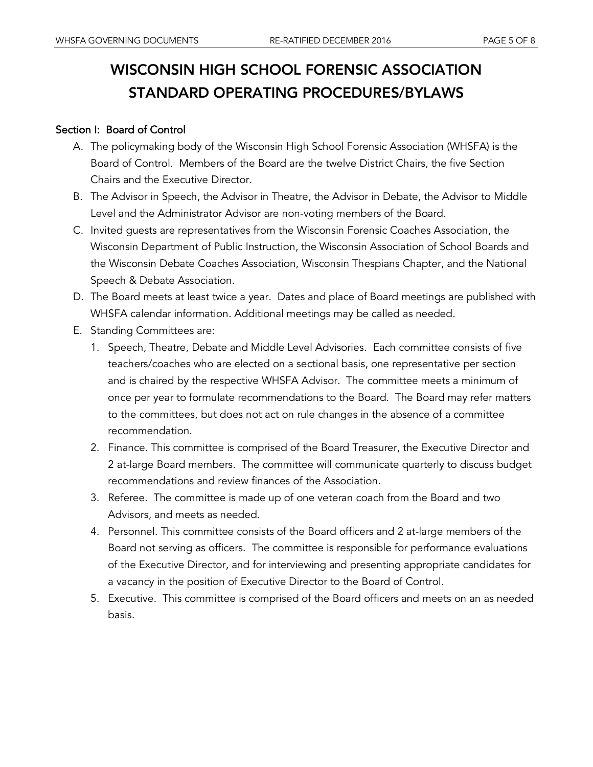# WISCONSIN HIGH SCHOOL FORENSIC ASSOCIATION STANDARD OPERATING PROCEDURES/BYLAWS

## Section I: Board of Control

A. The policymaking body of the Wisconsin High School Forensic Association (WHSFA) is the Board of Control. Members of the Board are the twelve District Chairs, the five Section Chairs and the Executive Director.

B. The Advisor in Speech, the Advisor in Theatre, the Advisor in Debate, the Advisor to Middle Level and the Administrator Advisor are non-voting members of the Board.

C. Invited guests are representatives from the Wisconsin Forensic Coaches Association, the Wisconsin Department of Public Instruction, the Wisconsin Association of School Boards and the Wisconsin Debate Coaches Association, Wisconsin Thespians Chapter, and the National Speech & Debate Association.

D. The Board meets at least twice a year. Dates and place of Board meetings are published with WHSFA calendar information. Additional meetings may be called as needed.

E. Standing Committees are:

1. Speech, Theatre, Debate and Middle Level Advisories. Each committee consists of five teachers/coaches who are elected on a sectional basis, one representative per section and is chaired by the respective WHSFA Advisor. The committee meets a minimum of once per year to formulate recommendations to the Board. The Board may refer matters to the committees, but does not act on rule changes in the absence of a committee recommendation.
2. Finance. This committee is comprised of the Board Treasurer, the Executive Director and 2 at-large Board members. The committee will communicate quarterly to discuss budget recommendations and review finances of the Association.
3. Referee. The committee is made up of one veteran coach from the Board and two Advisors, and meets as needed.
4. Personnel. This committee consists of the Board officers and 2 at-large members of the Board not serving as officers. The committee is responsible for performance evaluations of the Executive Director, and for interviewing and presenting appropriate candidates for a vacancy in the position of Executive Director to the Board of Control.
5. Executive. This committee is comprised of the Board officers and meets on an as needed basis.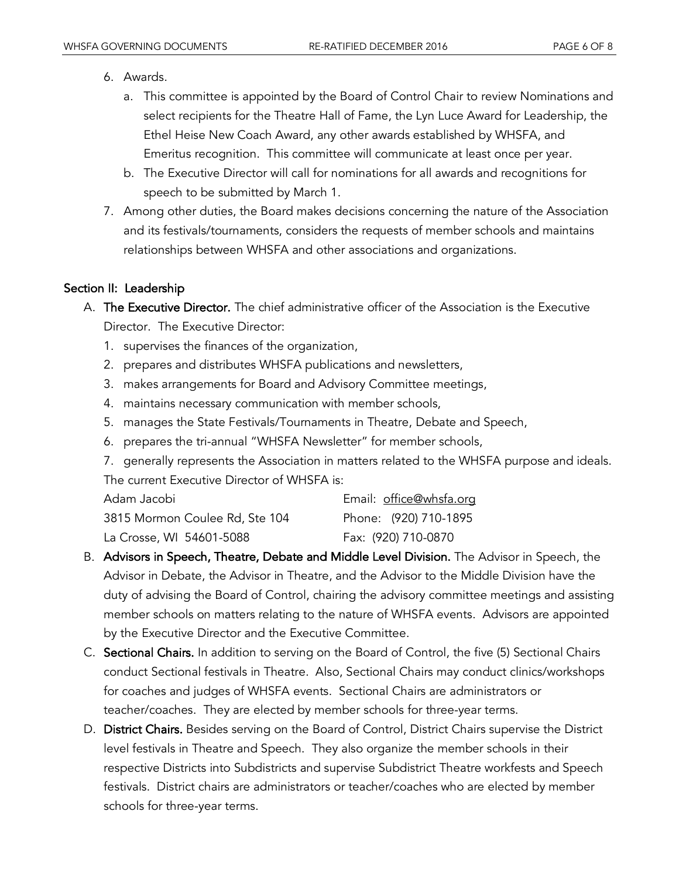6. Awards.
    a. This committee is appointed by the Board of Control Chair to review Nominations and select recipients for the Theatre Hall of Fame, the Lyn Luce Award for Leadership, the Ethel Heise New Coach Award, any other awards established by WHSFA, and Emeritus recognition. This committee will communicate at least once per year.
    b. The Executive Director will call for nominations for all awards and recognitions for speech to be submitted by March 1.
7. Among other duties, the Board makes decisions concerning the nature of the Association and its festivals/tournaments, considers the requests of member schools and maintains relationships between WHSFA and other associations and organizations.

## Section II: Leadership

A. **The Executive Director.** The chief administrative officer of the Association is the Executive Director. The Executive Director:
    1. supervises the finances of the organization,
    2. prepares and distributes WHSFA publications and newsletters,
    3. makes arrangements for Board and Advisory Committee meetings,
    4. maintains necessary communication with member schools,
    5. manages the State Festivals/Tournaments in Theatre, Debate and Speech,
    6. prepares the tri-annual "WHSFA Newsletter" for member schools,
    7. generally represents the Association in matters related to the WHSFA purpose and ideals.

    The current Executive Director of WHSFA is:

    Adam Jacobi
    3815 Mormon Coulee Rd, Ste 104
    La Crosse, WI 54601-5088

    Email: office@whsfa.org
    Phone: (920) 710-1895
    Fax: (920) 710-0870

B. **Advisors in Speech, Theatre, Debate and Middle Level Division.** The Advisor in Speech, the Advisor in Debate, the Advisor in Theatre, and the Advisor to the Middle Division have the duty of advising the Board of Control, chairing the advisory committee meetings and assisting member schools on matters relating to the nature of WHSFA events. Advisors are appointed by the Executive Director and the Executive Committee.

C. **Sectional Chairs.** In addition to serving on the Board of Control, the five (5) Sectional Chairs conduct Sectional festivals in Theatre. Also, Sectional Chairs may conduct clinics/workshops for coaches and judges of WHSFA events. Sectional Chairs are administrators or teacher/coaches. They are elected by member schools for three-year terms.

D. **District Chairs.** Besides serving on the Board of Control, District Chairs supervise the District level festivals in Theatre and Speech. They also organize the member schools in their respective Districts into Subdistricts and supervise Subdistrict Theatre workfests and Speech festivals. District chairs are administrators or teacher/coaches who are elected by member schools for three-year terms.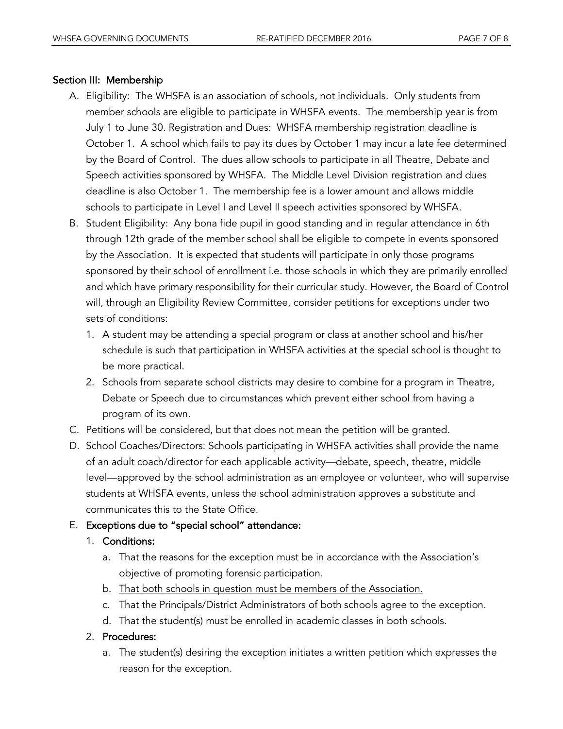**Section III: Membership**

A. Eligibility: The WHSFA is an association of schools, not individuals. Only students from member schools are eligible to participate in WHSFA events. The membership year is from July 1 to June 30. Registration and Dues: WHSFA membership registration deadline is October 1. A school which fails to pay its dues by October 1 may incur a late fee determined by the Board of Control. The dues allow schools to participate in all Theatre, Debate and Speech activities sponsored by WHSFA. The Middle Level Division registration and dues deadline is also October 1. The membership fee is a lower amount and allows middle schools to participate in Level I and Level II speech activities sponsored by WHSFA.

B. Student Eligibility: Any bona fide pupil in good standing and in regular attendance in 6th through 12th grade of the member school shall be eligible to compete in events sponsored by the Association. It is expected that students will participate in only those programs sponsored by their school of enrollment i.e. those schools in which they are primarily enrolled and which have primary responsibility for their curricular study. However, the Board of Control will, through an Eligibility Review Committee, consider petitions for exceptions under two sets of conditions:

   1. A student may be attending a special program or class at another school and his/her schedule is such that participation in WHSFA activities at the special school is thought to be more practical.
   2. Schools from separate school districts may desire to combine for a program in Theatre, Debate or Speech due to circumstances which prevent either school from having a program of its own.

C. Petitions will be considered, but that does not mean the petition will be granted.

D. School Coaches/Directors: Schools participating in WHSFA activities shall provide the name of an adult coach/director for each applicable activity—debate, speech, theatre, middle level—approved by the school administration as an employee or volunteer, who will supervise students at WHSFA events, unless the school administration approves a substitute and communicates this to the State Office.

E. **Exceptions due to "special school" attendance:**

   1. **Conditions:**
      a. That the reasons for the exception must be in accordance with the Association's objective of promoting forensic participation.
      b. <u>That both schools in question must be members of the Association.</u>
      c. That the Principals/District Administrators of both schools agree to the exception.
      d. That the student(s) must be enrolled in academic classes in both schools.
   2. **Procedures:**
      a. The student(s) desiring the exception initiates a written petition which expresses the reason for the exception.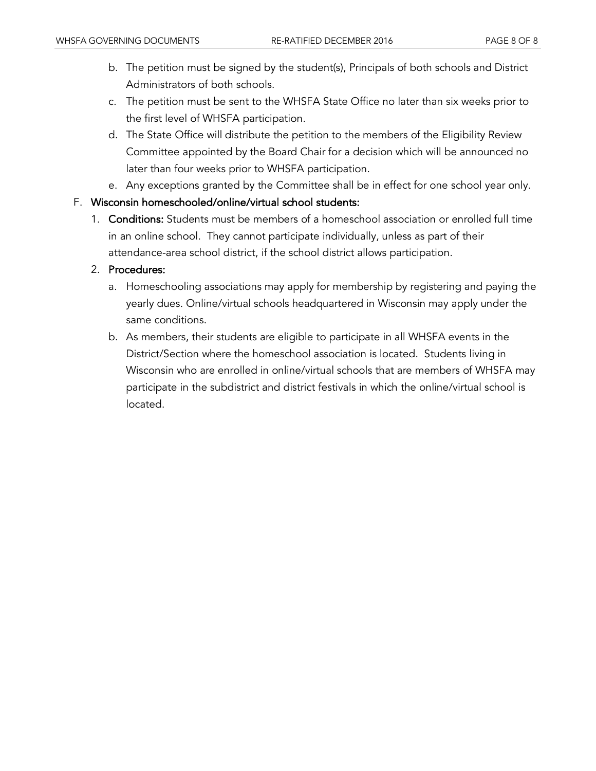b. The petition must be signed by the student(s), Principals of both schools and District Administrators of both schools.
c. The petition must be sent to the WHSFA State Office no later than six weeks prior to the first level of WHSFA participation.
d. The State Office will distribute the petition to the members of the Eligibility Review Committee appointed by the Board Chair for a decision which will be announced no later than four weeks prior to WHSFA participation.
e. Any exceptions granted by the Committee shall be in effect for one school year only.

F. **Wisconsin homeschooled/online/virtual school students:**

1. **Conditions:** Students must be members of a homeschool association or enrolled full time in an online school. They cannot participate individually, unless as part of their attendance-area school district, if the school district allows participation.
2. **Procedures:**
   a. Homeschooling associations may apply for membership by registering and paying the yearly dues. Online/virtual schools headquartered in Wisconsin may apply under the same conditions.
   b. As members, their students are eligible to participate in all WHSFA events in the District/Section where the homeschool association is located. Students living in Wisconsin who are enrolled in online/virtual schools that are members of WHSFA may participate in the subdistrict and district festivals in which the online/virtual school is located.